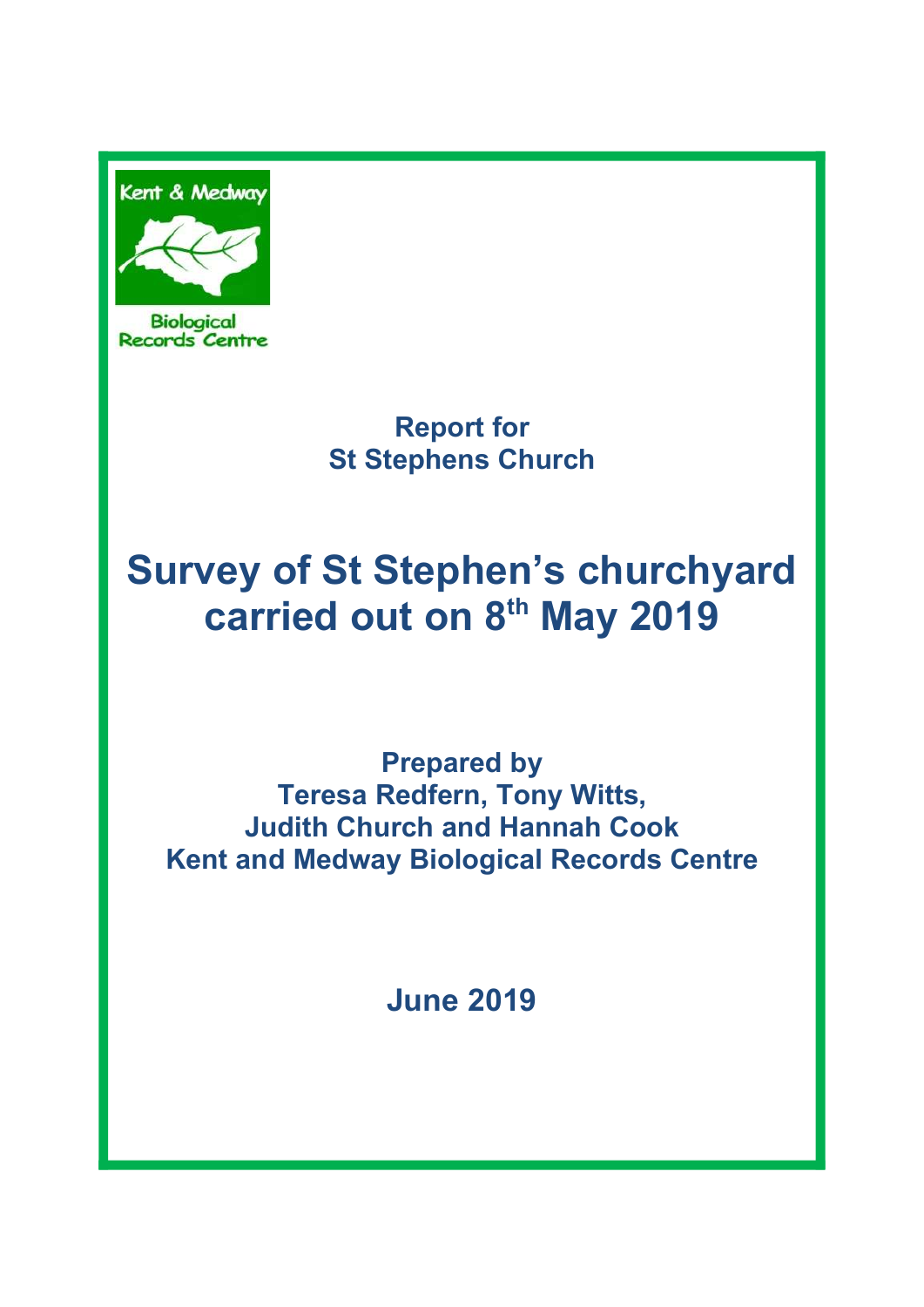Kent & Medway

Biological Records Centre

**Report for**
**St Stephens Church**

# Survey of St Stephen's churchyard carried out on 8th May 2019

**Prepared by**
**Teresa Redfern, Tony Witts,**
**Judith Church and Hannah Cook**
**Kent and Medway Biological Records Centre**

**June 2019**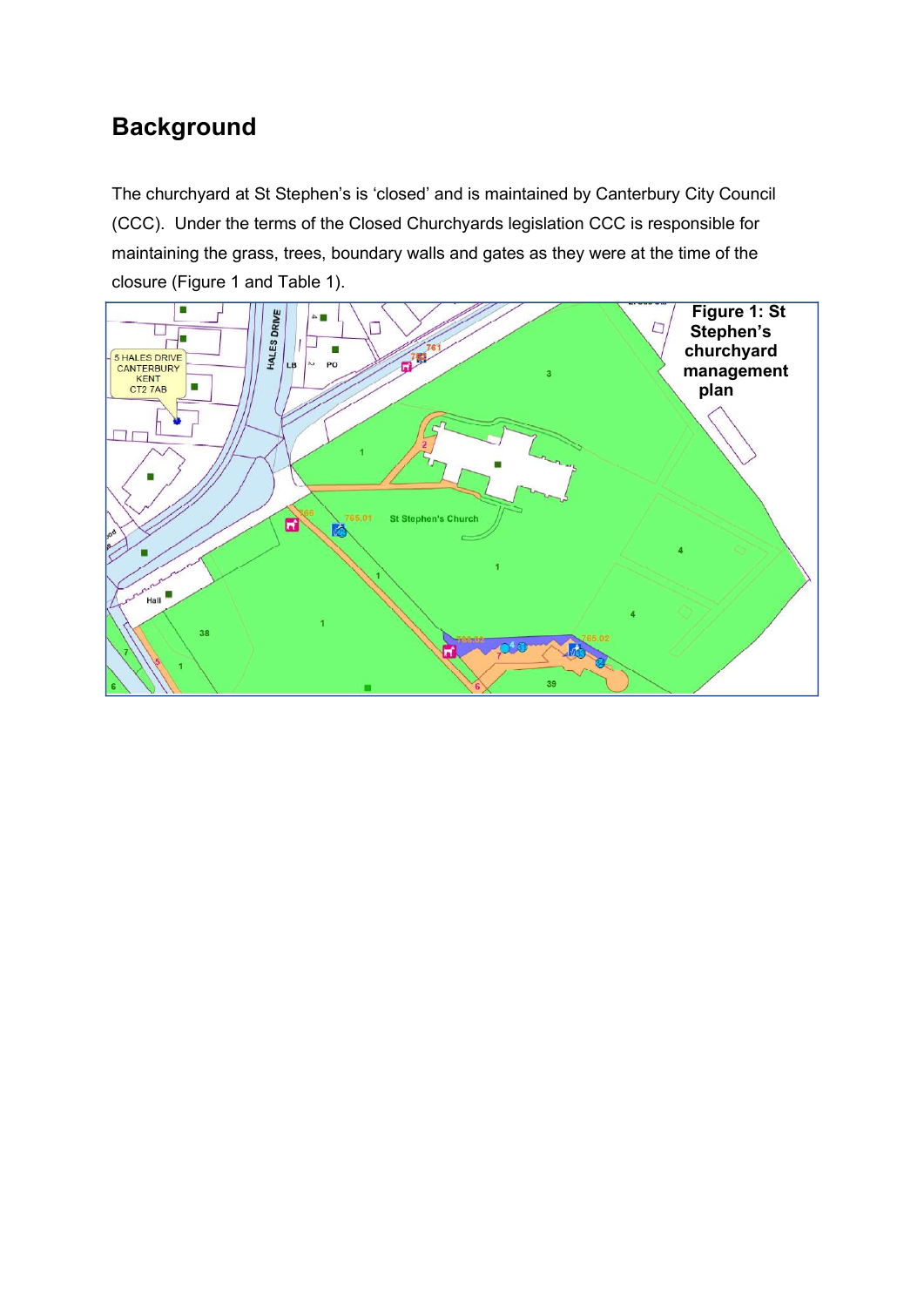## Background

The churchyard at St Stephen's is 'closed' and is maintained by Canterbury City Council (CCC). Under the terms of the Closed Churchyards legislation CCC is responsible for maintaining the grass, trees, boundary walls and gates as they were at the time of the closure (Figure 1 and Table 1).

**Figure 1: St Stephen's churchyard management plan**

5 HALES DRIVE
CANTERBURY
KENT
CT2 7AB

HALES DRIVE

LB

PO

761

3

2

1

766

765.01

St Stephen's Church

1

4

4

1

Hall

38

1

1

765.02

7

5

6

39

6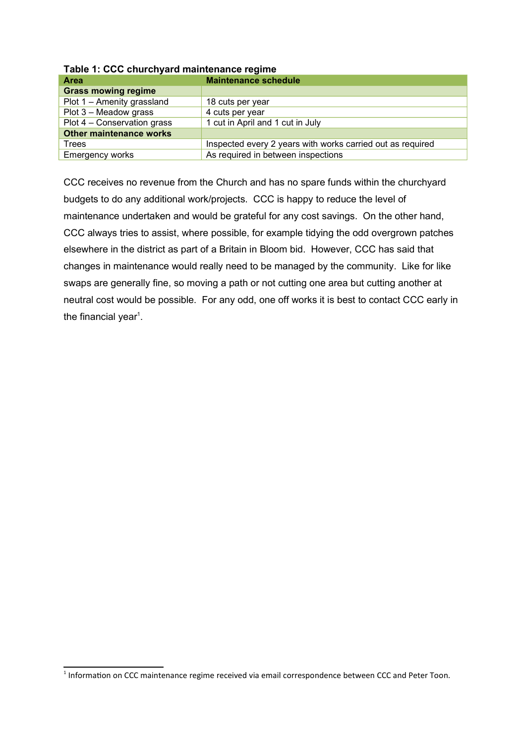**Table 1: CCC churchyard maintenance regime**

| Area | Maintenance schedule |
|---|---|
| **Grass mowing regime** | |
| Plot 1 – Amenity grassland | 18 cuts per year |
| Plot 3 – Meadow grass | 4 cuts per year |
| Plot 4 – Conservation grass | 1 cut in April and 1 cut in July |
| **Other maintenance works** | |
| Trees | Inspected every 2 years with works carried out as required |
| Emergency works | As required in between inspections |

CCC receives no revenue from the Church and has no spare funds within the churchyard budgets to do any additional work/projects. CCC is happy to reduce the level of maintenance undertaken and would be grateful for any cost savings. On the other hand, CCC always tries to assist, where possible, for example tidying the odd overgrown patches elsewhere in the district as part of a Britain in Bloom bid. However, CCC has said that changes in maintenance would really need to be managed by the community. Like for like swaps are generally fine, so moving a path or not cutting one area but cutting another at neutral cost would be possible. For any odd, one off works it is best to contact CCC early in the financial year[1].

[1] Information on CCC maintenance regime received via email correspondence between CCC and Peter Toon.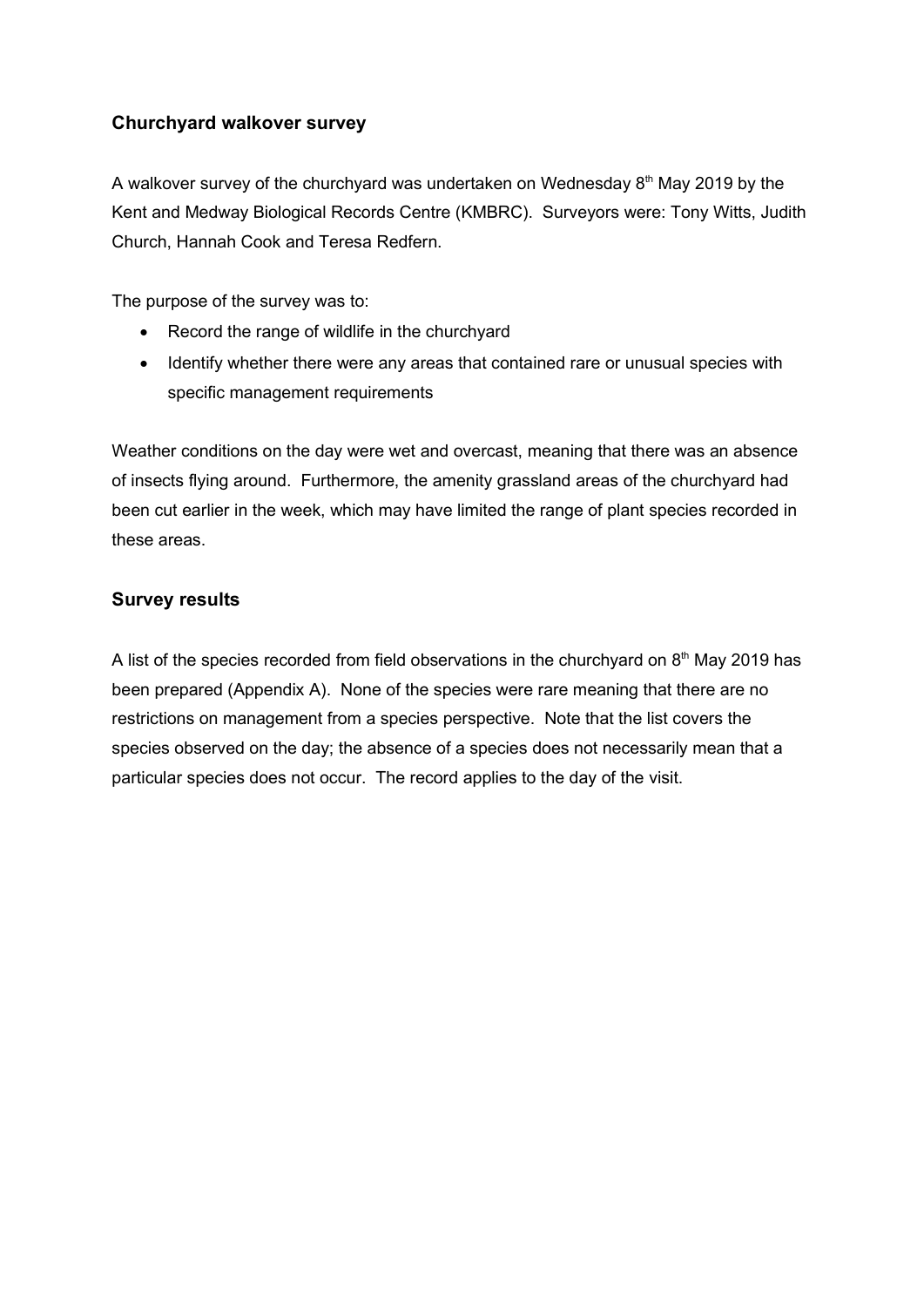## Churchyard walkover survey

A walkover survey of the churchyard was undertaken on Wednesday 8th May 2019 by the Kent and Medway Biological Records Centre (KMBRC). Surveyors were: Tony Witts, Judith Church, Hannah Cook and Teresa Redfern.

The purpose of the survey was to:

- Record the range of wildlife in the churchyard
- Identify whether there were any areas that contained rare or unusual species with specific management requirements

Weather conditions on the day were wet and overcast, meaning that there was an absence of insects flying around. Furthermore, the amenity grassland areas of the churchyard had been cut earlier in the week, which may have limited the range of plant species recorded in these areas.

## Survey results

A list of the species recorded from field observations in the churchyard on 8th May 2019 has been prepared (Appendix A). None of the species were rare meaning that there are no restrictions on management from a species perspective. Note that the list covers the species observed on the day; the absence of a species does not necessarily mean that a particular species does not occur. The record applies to the day of the visit.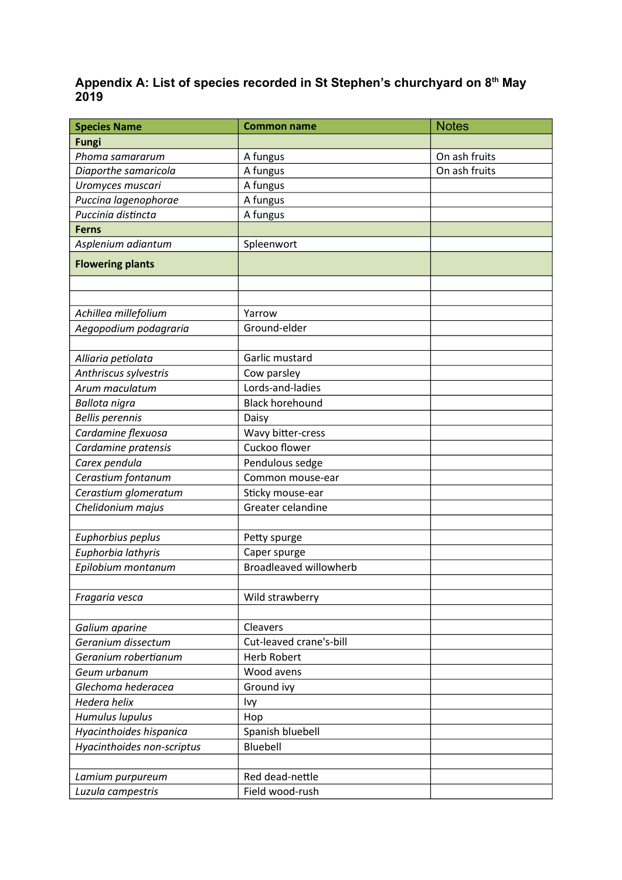### Appendix A: List of species recorded in St Stephen's churchyard on 8th May 2019

| Species Name | Common name | Notes |
|---|---|---|
| **Fungi** | | |
| *Phoma samararum* | A fungus | On ash fruits |
| *Diaporthe samaricola* | A fungus | On ash fruits |
| *Uromyces muscari* | A fungus | |
| *Puccina lagenophorae* | A fungus | |
| *Puccinia distincta* | A fungus | |
| **Ferns** | | |
| *Asplenium adiantum* | Spleenwort | |
| **Flowering plants** | | |
| | | |
| | | |
| *Achillea millefolium* | Yarrow | |
| *Aegopodium podagraria* | Ground-elder | |
| | | |
| *Alliaria petiolata* | Garlic mustard | |
| *Anthriscus sylvestris* | Cow parsley | |
| *Arum maculatum* | Lords-and-ladies | |
| *Ballota nigra* | Black horehound | |
| *Bellis perennis* | Daisy | |
| *Cardamine flexuosa* | Wavy bitter-cress | |
| *Cardamine pratensis* | Cuckoo flower | |
| *Carex pendula* | Pendulous sedge | |
| *Cerastium fontanum* | Common mouse-ear | |
| *Cerastium glomeratum* | Sticky mouse-ear | |
| *Chelidonium majus* | Greater celandine | |
| | | |
| *Euphorbius peplus* | Petty spurge | |
| *Euphorbia lathyris* | Caper spurge | |
| *Epilobium montanum* | Broadleaved willowherb | |
| | | |
| *Fragaria vesca* | Wild strawberry | |
| | | |
| *Galium aparine* | Cleavers | |
| *Geranium dissectum* | Cut-leaved crane's-bill | |
| *Geranium robertianum* | Herb Robert | |
| *Geum urbanum* | Wood avens | |
| *Glechoma hederacea* | Ground ivy | |
| *Hedera helix* | Ivy | |
| *Humulus lupulus* | Hop | |
| *Hyacinthoides hispanica* | Spanish bluebell | |
| *Hyacinthoides non-scriptus* | Bluebell | |
| | | |
| *Lamium purpureum* | Red dead-nettle | |
| *Luzula campestris* | Field wood-rush | |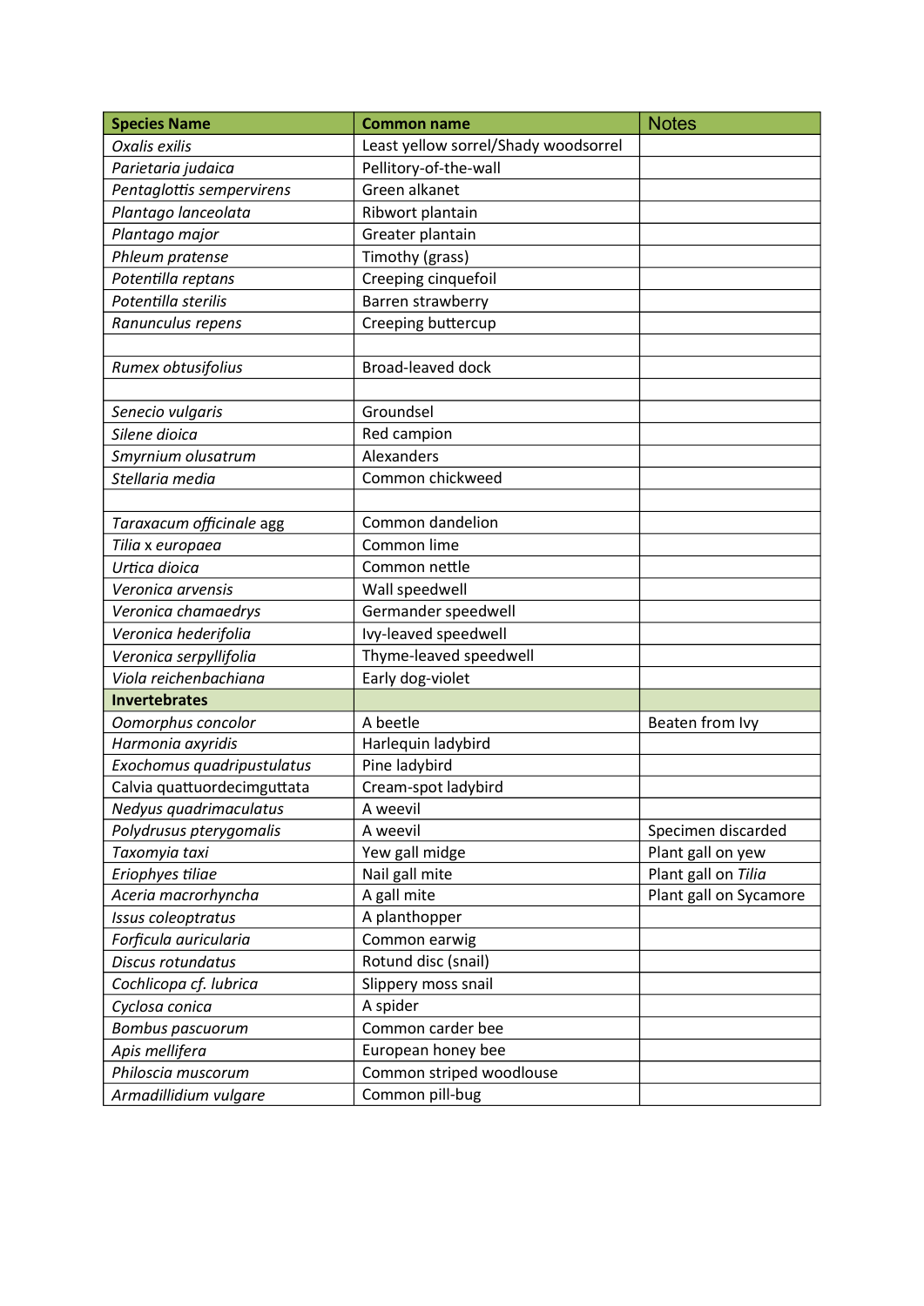| **Species Name** | **Common name** | Notes |
|---|---|---|
| *Oxalis exilis* | Least yellow sorrel/Shady woodsorrel | |
| *Parietaria judaica* | Pellitory-of-the-wall | |
| *Pentaglottis sempervirens* | Green alkanet | |
| *Plantago lanceolata* | Ribwort plantain | |
| *Plantago major* | Greater plantain | |
| *Phleum pratense* | Timothy (grass) | |
| *Potentilla reptans* | Creeping cinquefoil | |
| *Potentilla sterilis* | Barren strawberry | |
| *Ranunculus repens* | Creeping buttercup | |
| | | |
| *Rumex obtusifolius* | Broad-leaved dock | |
| | | |
| *Senecio vulgaris* | Groundsel | |
| *Silene dioica* | Red campion | |
| *Smyrnium olusatrum* | Alexanders | |
| *Stellaria media* | Common chickweed | |
| | | |
| *Taraxacum officinale* agg | Common dandelion | |
| *Tilia* x *europaea* | Common lime | |
| *Urtica dioica* | Common nettle | |
| *Veronica arvensis* | Wall speedwell | |
| *Veronica chamaedrys* | Germander speedwell | |
| *Veronica hederifolia* | Ivy-leaved speedwell | |
| *Veronica serpyllifolia* | Thyme-leaved speedwell | |
| *Viola reichenbachiana* | Early dog-violet | |
| **Invertebrates** | | |
| *Oomorphus concolor* | A beetle | Beaten from Ivy |
| *Harmonia axyridis* | Harlequin ladybird | |
| *Exochomus quadripustulatus* | Pine ladybird | |
| Calvia quattuordecimguttata | Cream-spot ladybird | |
| *Nedyus quadrimaculatus* | A weevil | |
| *Polydrusus pterygomalis* | A weevil | Specimen discarded |
| *Taxomyia taxi* | Yew gall midge | Plant gall on yew |
| *Eriophyes tiliae* | Nail gall mite | Plant gall on *Tilia* |
| *Aceria macrorhyncha* | A gall mite | Plant gall on Sycamore |
| *Issus coleoptratus* | A planthopper | |
| *Forficula auricularia* | Common earwig | |
| *Discus rotundatus* | Rotund disc (snail) | |
| *Cochlicopa cf. lubrica* | Slippery moss snail | |
| *Cyclosa conica* | A spider | |
| *Bombus pascuorum* | Common carder bee | |
| *Apis mellifera* | European honey bee | |
| *Philoscia muscorum* | Common striped woodlouse | |
| *Armadillidium vulgare* | Common pill-bug | |